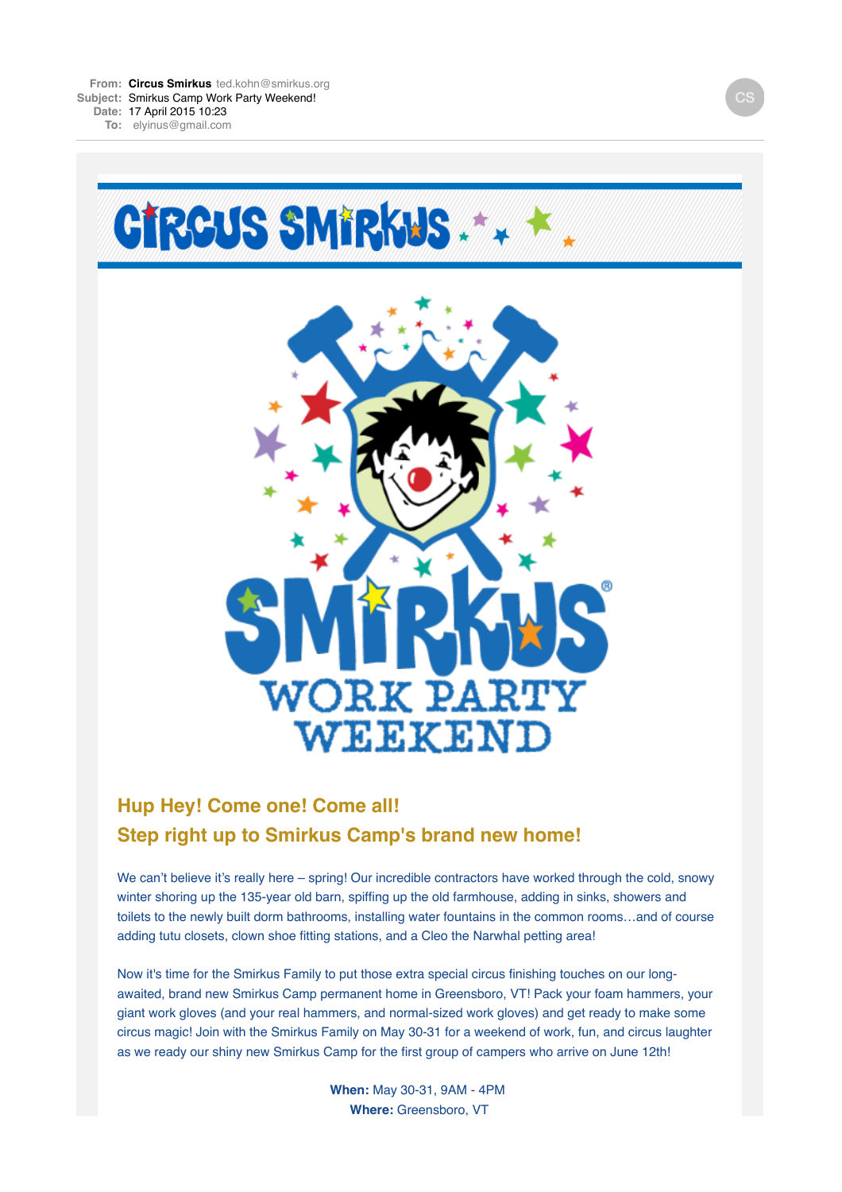**From:** Circus Smirkus ted.kohn@smirkus.org
**Subject:** Smirkus Camp Work Party Weekend!
**Date:** 17 April 2015 10:23
**To:** elyinus@gmail.com

CS

CIRCUS SMIRKUS

SMIRKUS WORK PARTY WEEKEND

## Hup Hey! Come one! Come all!
## Step right up to Smirkus Camp's brand new home!

We can't believe it's really here – spring! Our incredible contractors have worked through the cold, snowy winter shoring up the 135-year old barn, spiffing up the old farmhouse, adding in sinks, showers and toilets to the newly built dorm bathrooms, installing water fountains in the common rooms…and of course adding tutu closets, clown shoe fitting stations, and a Cleo the Narwhal petting area!

Now it's time for the Smirkus Family to put those extra special circus finishing touches on our long-awaited, brand new Smirkus Camp permanent home in Greensboro, VT! Pack your foam hammers, your giant work gloves (and your real hammers, and normal-sized work gloves) and get ready to make some circus magic! Join with the Smirkus Family on May 30-31 for a weekend of work, fun, and circus laughter as we ready our shiny new Smirkus Camp for the first group of campers who arrive on June 12th!

**When:** May 30-31, 9AM - 4PM
**Where:** Greensboro, VT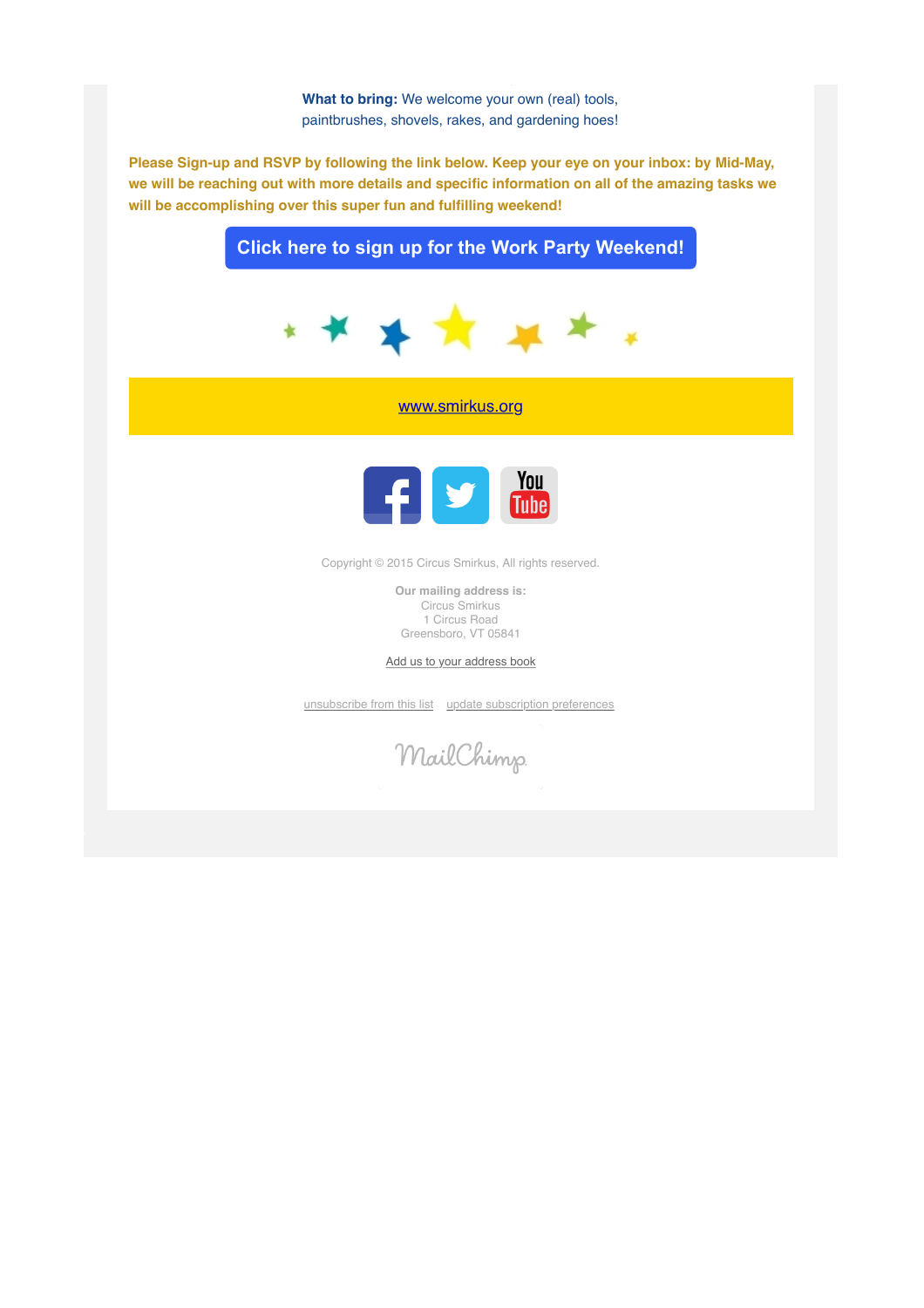**What to bring:** We welcome your own (real) tools, paintbrushes, shovels, rakes, and gardening hoes!

**Please Sign-up and RSVP by following the link below. Keep your eye on your inbox: by Mid-May, we will be reaching out with more details and specific information on all of the amazing tasks we will be accomplishing over this super fun and fulfilling weekend!**

**Click here to sign up for the Work Party Weekend!**

www.smirkus.org

Copyright © 2015 Circus Smirkus, All rights reserved.

**Our mailing address is:**
Circus Smirkus
1 Circus Road
Greensboro, VT 05841

Add us to your address book

unsubscribe from this list    update subscription preferences

MailChimp